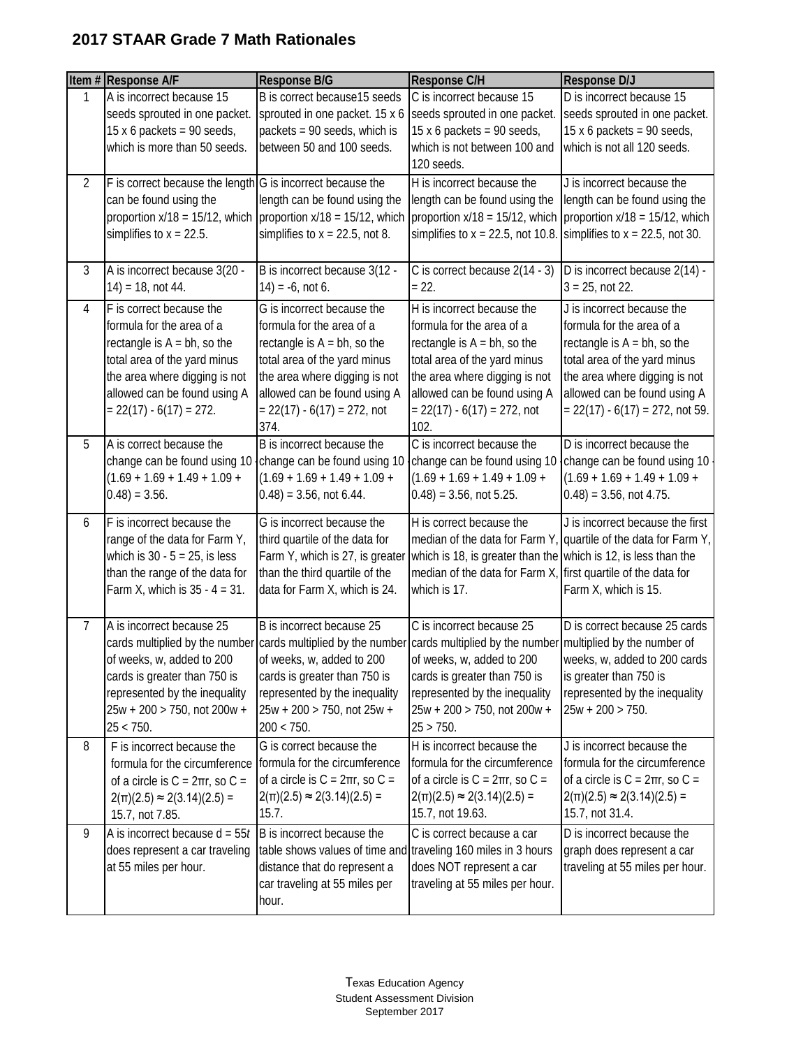## 2017 STAAR Grade 7 Math Rationales

| Item # | Response A/F | Response B/G | Response C/H | Response D/J |
|---|---|---|---|---|
| 1 | A is incorrect because 15 seeds sprouted in one packet. 15 x 6 packets = 90 seeds, which is more than 50 seeds. | B is correct because15 seeds sprouted in one packet. 15 x 6 packets = 90 seeds, which is between 50 and 100 seeds. | C is incorrect because 15 seeds sprouted in one packet. 15 x 6 packets = 90 seeds, which is not between 100 and 120 seeds. | D is incorrect because 15 seeds sprouted in one packet. 15 x 6 packets = 90 seeds, which is not all 120 seeds. |
| 2 | F is correct because the length can be found using the proportion x/18 = 15/12, which simplifies to x = 22.5. | G is incorrect because the length can be found using the proportion x/18 = 15/12, which simplifies to x = 22.5, not 8. | H is incorrect because the length can be found using the proportion x/18 = 15/12, which simplifies to x = 22.5, not 10.8. | J is incorrect because the length can be found using the proportion x/18 = 15/12, which simplifies to x = 22.5, not 30. |
| 3 | A is incorrect because 3(20 - 14) = 18, not 44. | B is incorrect because 3(12 - 14) = -6, not 6. | C is correct because 2(14 - 3) = 22. | D is incorrect because 2(14) - 3 = 25, not 22. |
| 4 | F is correct because the formula for the area of a rectangle is A = bh, so the total area of the yard minus the area where digging is not allowed can be found using A = 22(17) - 6(17) = 272. | G is incorrect because the formula for the area of a rectangle is A = bh, so the total area of the yard minus the area where digging is not allowed can be found using A = 22(17) - 6(17) = 272, not 374. | H is incorrect because the formula for the area of a rectangle is A = bh, so the total area of the yard minus the area where digging is not allowed can be found using A = 22(17) - 6(17) = 272, not 102. | J is incorrect because the formula for the area of a rectangle is A = bh, so the total area of the yard minus the area where digging is not allowed can be found using A = 22(17) - 6(17) = 272, not 59. |
| 5 | A is correct because the change can be found using 10 - (1.69 + 1.69 + 1.49 + 1.09 + 0.48) = 3.56. | B is incorrect because the change can be found using 10 - (1.69 + 1.69 + 1.49 + 1.09 + 0.48) = 3.56, not 6.44. | C is incorrect because the change can be found using 10 - (1.69 + 1.69 + 1.49 + 1.09 + 0.48) = 3.56, not 5.25. | D is incorrect because the change can be found using 10 - (1.69 + 1.69 + 1.49 + 1.09 + 0.48) = 3.56, not 4.75. |
| 6 | F is incorrect because the range of the data for Farm Y, which is 30 - 5 = 25, is less than the range of the data for Farm X, which is 35 - 4 = 31. | G is incorrect because the third quartile of the data for Farm Y, which is 27, is greater than the third quartile of the data for Farm X, which is 24. | H is correct because the median of the data for Farm Y, which is 18, is greater than the median of the data for Farm X, which is 17. | J is incorrect because the first quartile of the data for Farm Y, which is 12, is less than the first quartile of the data for Farm X, which is 15. |
| 7 | A is incorrect because 25 cards multiplied by the number of weeks, w, added to 200 cards is greater than 750 is represented by the inequality 25w + 200 > 750, not 200w + 25 < 750. | B is incorrect because 25 cards multiplied by the number of weeks, w, added to 200 cards is greater than 750 is represented by the inequality 25w + 200 > 750, not 25w + 200 < 750. | C is incorrect because 25 cards multiplied by the number of weeks, w, added to 200 cards is greater than 750 is represented by the inequality 25w + 200 > 750, not 200w + 25 > 750. | D is correct because 25 cards multiplied by the number of weeks, w, added to 200 cards is greater than 750 is represented by the inequality 25w + 200 > 750. |
| 8 | F is incorrect because the formula for the circumference of a circle is C = 2πr, so C = 2(π)(2.5) ≈ 2(3.14)(2.5) = 15.7, not 7.85. | G is correct because the formula for the circumference of a circle is C = 2πr, so C = 2(π)(2.5) ≈ 2(3.14)(2.5) = 15.7. | H is incorrect because the formula for the circumference of a circle is C = 2πr, so C = 2(π)(2.5) ≈ 2(3.14)(2.5) = 15.7, not 19.63. | J is incorrect because the formula for the circumference of a circle is C = 2πr, so C = 2(π)(2.5) ≈ 2(3.14)(2.5) = 15.7, not 31.4. |
| 9 | A is incorrect because d = 55*t* does represent a car traveling at 55 miles per hour. | B is incorrect because the table shows values of time and distance that do represent a car traveling at 55 miles per hour. | C is correct because a car traveling 160 miles in 3 hours does NOT represent a car traveling at 55 miles per hour. | D is incorrect because the graph does represent a car traveling at 55 miles per hour. |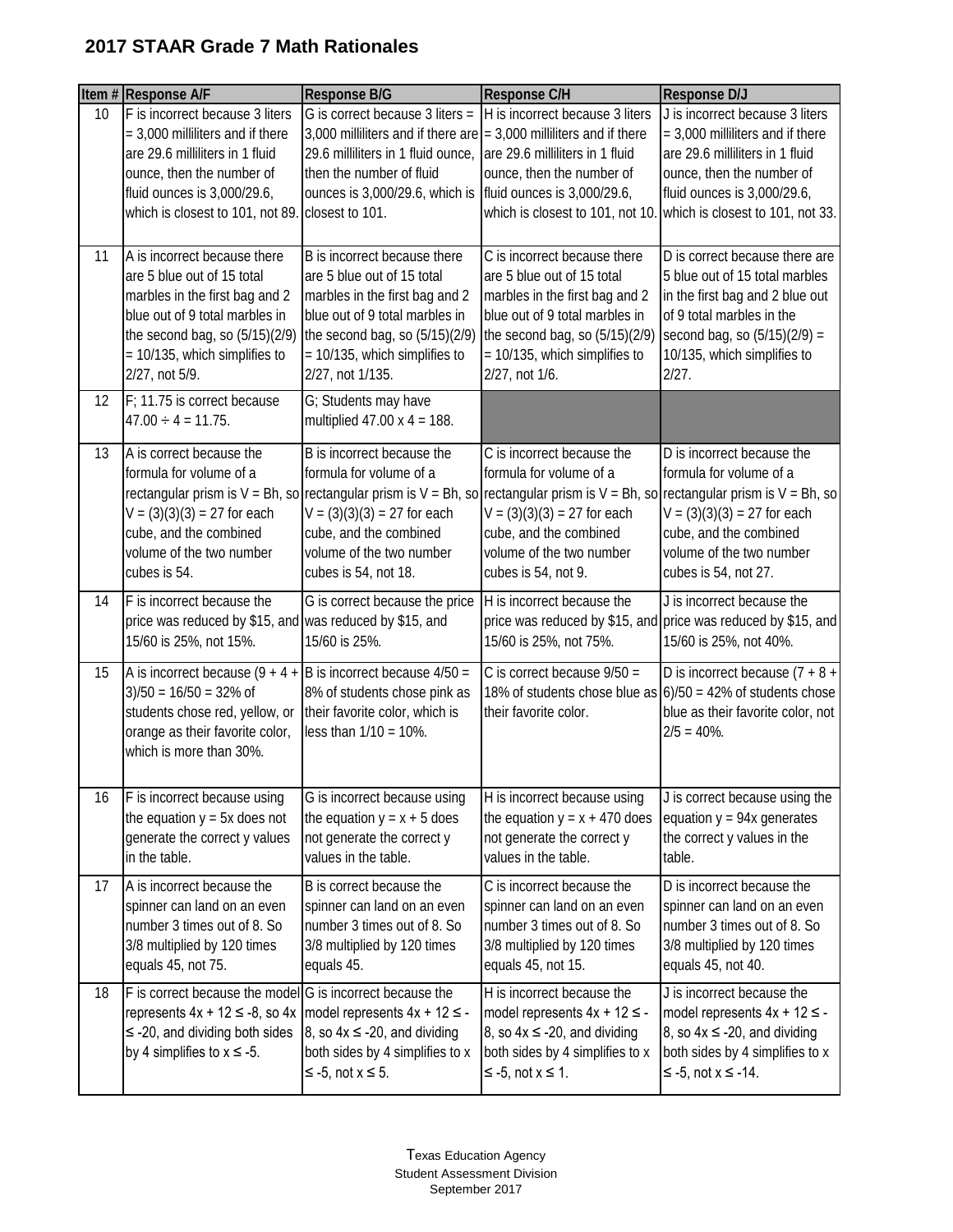## 2017 STAAR Grade 7 Math Rationales

| Item # | Response A/F | Response B/G | Response C/H | Response D/J |
|---|---|---|---|---|
| 10 | F is incorrect because 3 liters = 3,000 milliliters and if there are 29.6 milliliters in 1 fluid ounce, then the number of fluid ounces is 3,000/29.6, which is closest to 101, not 89. | G is correct because 3 liters = 3,000 milliliters and if there are 29.6 milliliters in 1 fluid ounce, then the number of fluid ounces is 3,000/29.6, which is closest to 101. | H is incorrect because 3 liters = 3,000 milliliters and if there are 29.6 milliliters in 1 fluid ounce, then the number of fluid ounces is 3,000/29.6, which is closest to 101, not 10. | J is incorrect because 3 liters = 3,000 milliliters and if there are 29.6 milliliters in 1 fluid ounce, then the number of fluid ounces is 3,000/29.6, which is closest to 101, not 33. |
| 11 | A is incorrect because there are 5 blue out of 15 total marbles in the first bag and 2 blue out of 9 total marbles in the second bag, so (5/15)(2/9) = 10/135, which simplifies to 2/27, not 5/9. | B is incorrect because there are 5 blue out of 15 total marbles in the first bag and 2 blue out of 9 total marbles in the second bag, so (5/15)(2/9) = 10/135, which simplifies to 2/27, not 1/135. | C is incorrect because there are 5 blue out of 15 total marbles in the first bag and 2 blue out of 9 total marbles in the second bag, so (5/15)(2/9) = 10/135, which simplifies to 2/27, not 1/6. | D is correct because there are 5 blue out of 15 total marbles in the first bag and 2 blue out of 9 total marbles in the second bag, so (5/15)(2/9) = 10/135, which simplifies to 2/27. |
| 12 | F; 11.75 is correct because 47.00 ÷ 4 = 11.75. | G; Students may have multiplied 47.00 x 4 = 188. | | |
| 13 | A is correct because the formula for volume of a rectangular prism is V = Bh, so V = (3)(3)(3) = 27 for each cube, and the combined volume of the two number cubes is 54. | B is incorrect because the formula for volume of a rectangular prism is V = Bh, so V = (3)(3)(3) = 27 for each cube, and the combined volume of the two number cubes is 54, not 18. | C is incorrect because the formula for volume of a rectangular prism is V = Bh, so V = (3)(3)(3) = 27 for each cube, and the combined volume of the two number cubes is 54, not 9. | D is incorrect because the formula for volume of a rectangular prism is V = Bh, so V = (3)(3)(3) = 27 for each cube, and the combined volume of the two number cubes is 54, not 27. |
| 14 | F is incorrect because the price was reduced by $15, and 15/60 is 25%, not 15%. | G is correct because the price was reduced by $15, and 15/60 is 25%. | H is incorrect because the price was reduced by $15, and 15/60 is 25%, not 75%. | J is incorrect because the price was reduced by $15, and 15/60 is 25%, not 40%. |
| 15 | A is incorrect because (9 + 4 + 3)/50 = 16/50 = 32% of students chose red, yellow, or orange as their favorite color, which is more than 30%. | B is incorrect because 4/50 = 8% of students chose pink as their favorite color, which is less than 1/10 = 10%. | C is correct because 9/50 = 18% of students chose blue as their favorite color. | D is incorrect because (7 + 8 + 6)/50 = 42% of students chose blue as their favorite color, not 2/5 = 40%. |
| 16 | F is incorrect because using the equation y = 5x does not generate the correct y values in the table. | G is incorrect because using the equation y = x + 5 does not generate the correct y values in the table. | H is incorrect because using the equation y = x + 470 does not generate the correct y values in the table. | J is correct because using the equation y = 94x generates the correct y values in the table. |
| 17 | A is incorrect because the spinner can land on an even number 3 times out of 8. So 3/8 multiplied by 120 times equals 45, not 75. | B is correct because the spinner can land on an even number 3 times out of 8. So 3/8 multiplied by 120 times equals 45. | C is incorrect because the spinner can land on an even number 3 times out of 8. So 3/8 multiplied by 120 times equals 45, not 15. | D is incorrect because the spinner can land on an even number 3 times out of 8. So 3/8 multiplied by 120 times equals 45, not 40. |
| 18 | F is correct because the model represents 4x + 12 ≤ -8, so 4x ≤ -20, and dividing both sides by 4 simplifies to x ≤ -5. | G is incorrect because the model represents 4x + 12 ≤ -8, so 4x ≤ -20, and dividing both sides by 4 simplifies to x ≤ -5, not x ≤ 5. | H is incorrect because the model represents 4x + 12 ≤ -8, so 4x ≤ -20, and dividing both sides by 4 simplifies to x ≤ -5, not x ≤ 1. | J is incorrect because the model represents 4x + 12 ≤ -8, so 4x ≤ -20, and dividing both sides by 4 simplifies to x ≤ -5, not x ≤ -14. |

Texas Education Agency
Student Assessment Division
September 2017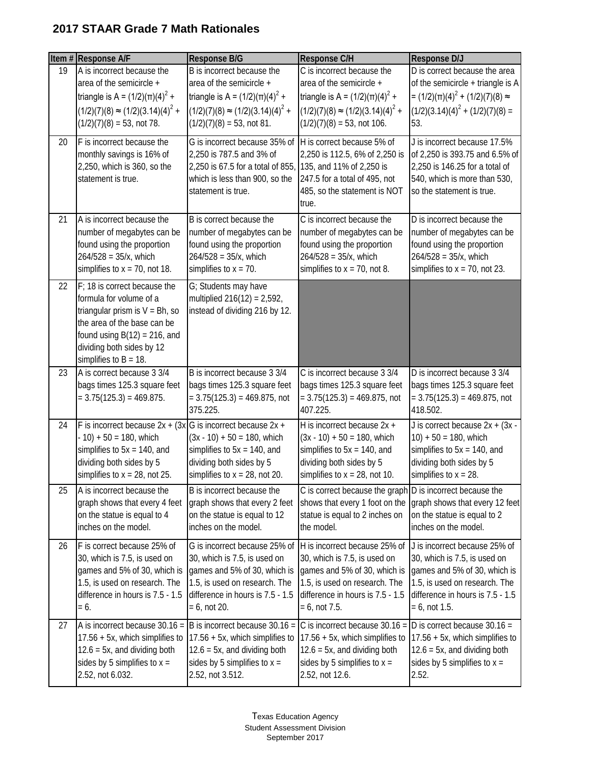## 2017 STAAR Grade 7 Math Rationales

| Item # | Response A/F | Response B/G | Response C/H | Response D/J |
|---|---|---|---|---|
| 19 | A is incorrect because the area of the semicircle + triangle is $A = (1/2)(\pi)(4)^2 + (1/2)(7)(8) \approx (1/2)(3.14)(4)^2 + (1/2)(7)(8) = 53$, not 78. | B is incorrect because the area of the semicircle + triangle is $A = (1/2)(\pi)(4)^2 + (1/2)(7)(8) \approx (1/2)(3.14)(4)^2 + (1/2)(7)(8) = 53$, not 81. | C is incorrect because the area of the semicircle + triangle is $A = (1/2)(\pi)(4)^2 + (1/2)(7)(8) \approx (1/2)(3.14)(4)^2 + (1/2)(7)(8) = 53$, not 106. | D is correct because the area of the semicircle + triangle is $A = (1/2)(\pi)(4)^2 + (1/2)(7)(8) \approx (1/2)(3.14)(4)^2 + (1/2)(7)(8) = 53$. |
| 20 | F is incorrect because the monthly savings is 16% of 2,250, which is 360, so the statement is true. | G is incorrect because 35% of 2,250 is 787.5 and 3% of 2,250 is 67.5 for a total of 855, which is less than 900, so the statement is true. | H is correct because 5% of 2,250 is 112.5, 6% of 2,250 is 135, and 11% of 2,250 is 247.5 for a total of 495, not 485, so the statement is NOT true. | J is incorrect because 17.5% of 2,250 is 393.75 and 6.5% of 2,250 is 146.25 for a total of 540, which is more than 530, so the statement is true. |
| 21 | A is incorrect because the number of megabytes can be found using the proportion $264/528 = 35/x$, which simplifies to $x = 70$, not 18. | B is correct because the number of megabytes can be found using the proportion $264/528 = 35/x$, which simplifies to $x = 70$. | C is incorrect because the number of megabytes can be found using the proportion $264/528 = 35/x$, which simplifies to $x = 70$, not 8. | D is incorrect because the number of megabytes can be found using the proportion $264/528 = 35/x$, which simplifies to $x = 70$, not 23. |
| 22 | F; 18 is correct because the formula for volume of a triangular prism is $V = Bh$, so the area of the base can be found using $B(12) = 216$, and dividing both sides by 12 simplifies to $B = 18$. | G; Students may have multiplied $216(12) = 2{,}592$, instead of dividing 216 by 12. | | |
| 23 | A is correct because 3 3/4 bags times 125.3 square feet $= 3.75(125.3) = 469.875$. | B is incorrect because 3 3/4 bags times 125.3 square feet $= 3.75(125.3) = 469.875$, not 375.225. | C is incorrect because 3 3/4 bags times 125.3 square feet $= 3.75(125.3) = 469.875$, not 407.225. | D is incorrect because 3 3/4 bags times 125.3 square feet $= 3.75(125.3) = 469.875$, not 418.502. |
| 24 | F is incorrect because $2x + (3x - 10) + 50 = 180$, which simplifies to $5x = 140$, and dividing both sides by 5 simplifies to $x = 28$, not 25. | G is incorrect because $2x + (3x - 10) + 50 = 180$, which simplifies to $5x = 140$, and dividing both sides by 5 simplifies to $x = 28$, not 20. | H is incorrect because $2x + (3x - 10) + 50 = 180$, which simplifies to $5x = 140$, and dividing both sides by 5 simplifies to $x = 28$, not 10. | J is correct because $2x + (3x - 10) + 50 = 180$, which simplifies to $5x = 140$, and dividing both sides by 5 simplifies to $x = 28$. |
| 25 | A is incorrect because the graph shows that every 4 feet on the statue is equal to 4 inches on the model. | B is incorrect because the graph shows that every 2 feet on the statue is equal to 12 inches on the model. | C is correct because the graph shows that every 1 foot on the statue is equal to 2 inches on the model. | D is incorrect because the graph shows that every 12 feet on the statue is equal to 2 inches on the model. |
| 26 | F is correct because 25% of 30, which is 7.5, is used on games and 5% of 30, which is 1.5, is used on research. The difference in hours is $7.5 - 1.5 = 6$. | G is incorrect because 25% of 30, which is 7.5, is used on games and 5% of 30, which is 1.5, is used on research. The difference in hours is $7.5 - 1.5 = 6$, not 20. | H is incorrect because 25% of 30, which is 7.5, is used on games and 5% of 30, which is 1.5, is used on research. The difference in hours is $7.5 - 1.5 = 6$, not 7.5. | J is incorrect because 25% of 30, which is 7.5, is used on games and 5% of 30, which is 1.5, is used on research. The difference in hours is $7.5 - 1.5 = 6$, not 1.5. |
| 27 | A is incorrect because $30.16 = 17.56 + 5x$, which simplifies to $12.6 = 5x$, and dividing both sides by 5 simplifies to $x = 2.52$, not 6.032. | B is incorrect because $30.16 = 17.56 + 5x$, which simplifies to $12.6 = 5x$, and dividing both sides by 5 simplifies to $x = 2.52$, not 3.512. | C is incorrect because $30.16 = 17.56 + 5x$, which simplifies to $12.6 = 5x$, and dividing both sides by 5 simplifies to $x = 2.52$, not 12.6. | D is correct because $30.16 = 17.56 + 5x$, which simplifies to $12.6 = 5x$, and dividing both sides by 5 simplifies to $x = 2.52$. |

Texas Education Agency
Student Assessment Division
September 2017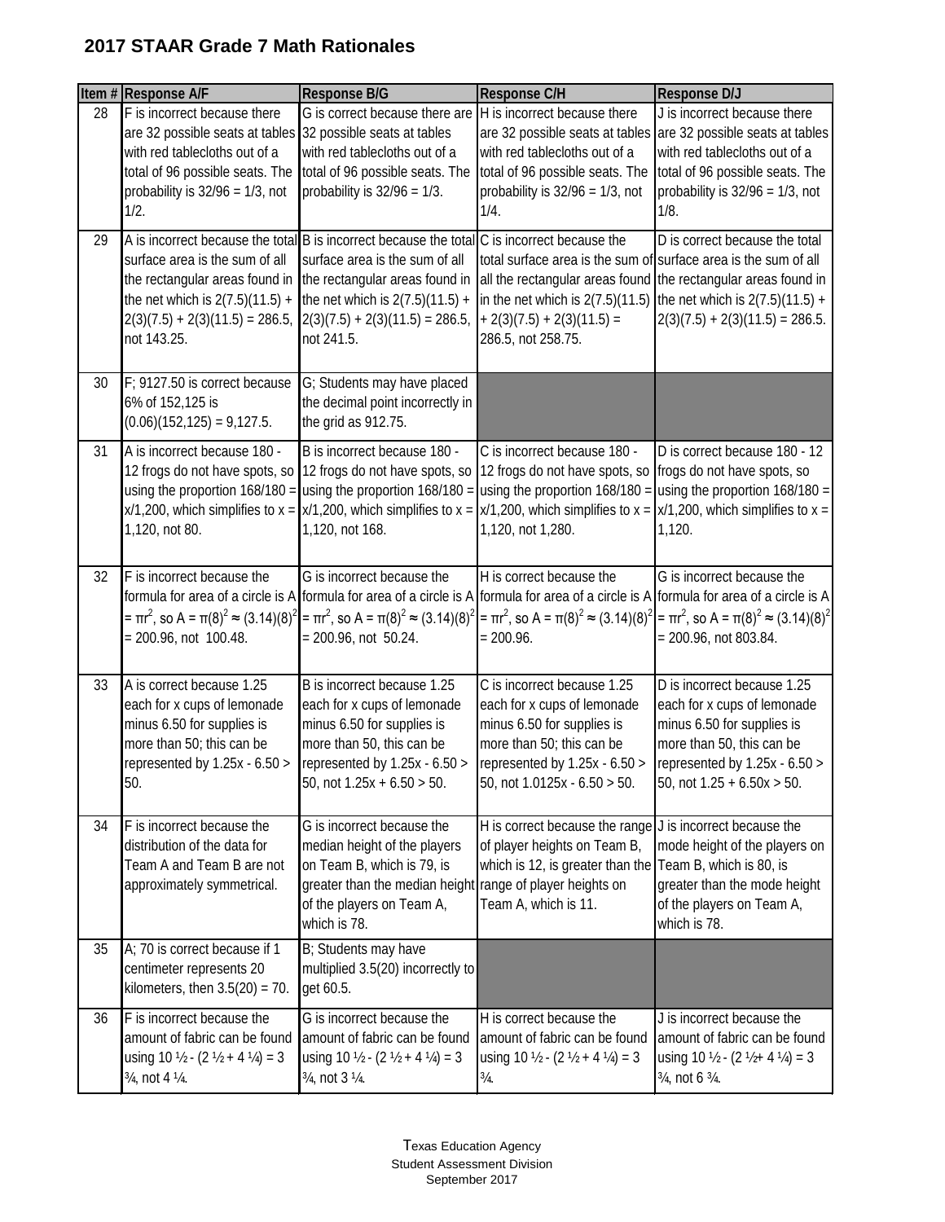## 2017 STAAR Grade 7 Math Rationales

| Item # | Response A/F | Response B/G | Response C/H | Response D/J |
|---|---|---|---|---|
| 28 | F is incorrect because there are 32 possible seats at tables with red tablecloths out of a total of 96 possible seats. The probability is 32/96 = 1/3, not 1/2. | G is correct because there are 32 possible seats at tables with red tablecloths out of a total of 96 possible seats. The probability is 32/96 = 1/3. | H is incorrect because there are 32 possible seats at tables with red tablecloths out of a total of 96 possible seats. The probability is 32/96 = 1/3, not 1/4. | J is incorrect because there are 32 possible seats at tables with red tablecloths out of a total of 96 possible seats. The probability is 32/96 = 1/3, not 1/8. |
| 29 | A is incorrect because the total surface area is the sum of all the rectangular areas found in the net which is 2(7.5)(11.5) + 2(3)(7.5) + 2(3)(11.5) = 286.5, not 143.25. | B is incorrect because the total surface area is the sum of all the rectangular areas found in the net which is 2(7.5)(11.5) + 2(3)(7.5) + 2(3)(11.5) = 286.5, not 241.5. | C is incorrect because the total surface area is the sum of all the rectangular areas found in the net which is 2(7.5)(11.5) + 2(3)(7.5) + 2(3)(11.5) = 286.5, not 258.75. | D is correct because the total surface area is the sum of all the rectangular areas found in the net which is 2(7.5)(11.5) + 2(3)(7.5) + 2(3)(11.5) = 286.5. |
| 30 | F; 9127.50 is correct because 6% of 152,125 is (0.06)(152,125) = 9,127.5. | G; Students may have placed the decimal point incorrectly in the grid as 912.75. | | |
| 31 | A is incorrect because 180 - 12 frogs do not have spots, so using the proportion 168/180 = x/1,200, which simplifies to x = 1,120, not 80. | B is incorrect because 180 - 12 frogs do not have spots, so using the proportion 168/180 = x/1,200, which simplifies to x = 1,120, not 168. | C is incorrect because 180 - 12 frogs do not have spots, so using the proportion 168/180 = x/1,200, which simplifies to x = 1,120, not 1,280. | D is correct because 180 - 12 frogs do not have spots, so using the proportion 168/180 = x/1,200, which simplifies to x = 1,120. |
| 32 | F is incorrect because the formula for area of a circle is $A = \pi r^2$, so $A = \pi(8)^2 \approx (3.14)(8)^2 = 200.96$, not 100.48. | G is incorrect because the formula for area of a circle is $A = \pi r^2$, so $A = \pi(8)^2 \approx (3.14)(8)^2 = 200.96$, not 50.24. | H is correct because the formula for area of a circle is $A = \pi r^2$, so $A = \pi(8)^2 \approx (3.14)(8)^2 = 200.96$. | G is incorrect because the formula for area of a circle is $A = \pi r^2$, so $A = \pi(8)^2 \approx (3.14)(8)^2 = 200.96$, not 803.84. |
| 33 | A is correct because 1.25 each for x cups of lemonade minus 6.50 for supplies is more than 50; this can be represented by 1.25x - 6.50 > 50. | B is incorrect because 1.25 each for x cups of lemonade minus 6.50 for supplies is more than 50, this can be represented by 1.25x - 6.50 > 50, not 1.25x + 6.50 > 50. | C is incorrect because 1.25 each for x cups of lemonade minus 6.50 for supplies is more than 50; this can be represented by 1.25x - 6.50 > 50, not 1.0125x - 6.50 > 50. | D is incorrect because 1.25 each for x cups of lemonade minus 6.50 for supplies is more than 50, this can be represented by 1.25x - 6.50 > 50, not 1.25 + 6.50x > 50. |
| 34 | F is incorrect because the distribution of the data for Team A and Team B are not approximately symmetrical. | G is incorrect because the median height of the players on Team B, which is 79, is greater than the median height of the players on Team A, which is 78. | H is correct because the range of player heights on Team B, which is 12, is greater than the range of player heights on Team A, which is 11. | J is incorrect because the mode height of the players on Team B, which is 80, is greater than the mode height of the players on Team A, which is 78. |
| 35 | A; 70 is correct because if 1 centimeter represents 20 kilometers, then 3.5(20) = 70. | B; Students may have multiplied 3.5(20) incorrectly to get 60.5. | | |
| 36 | F is incorrect because the amount of fabric can be found using 10 ½ - (2 ½ + 4 ¼) = 3 ¾, not 4 ¼. | G is incorrect because the amount of fabric can be found using 10 ½ - (2 ½ + 4 ¼) = 3 ¾, not 3 ¼. | H is correct because the amount of fabric can be found using 10 ½ - (2 ½ + 4 ¼) = 3 ¾. | J is incorrect because the amount of fabric can be found using 10 ½ - (2 ½+ 4 ¼) = 3 ¾, not 6 ¾. |

Texas Education Agency
Student Assessment Division
September 2017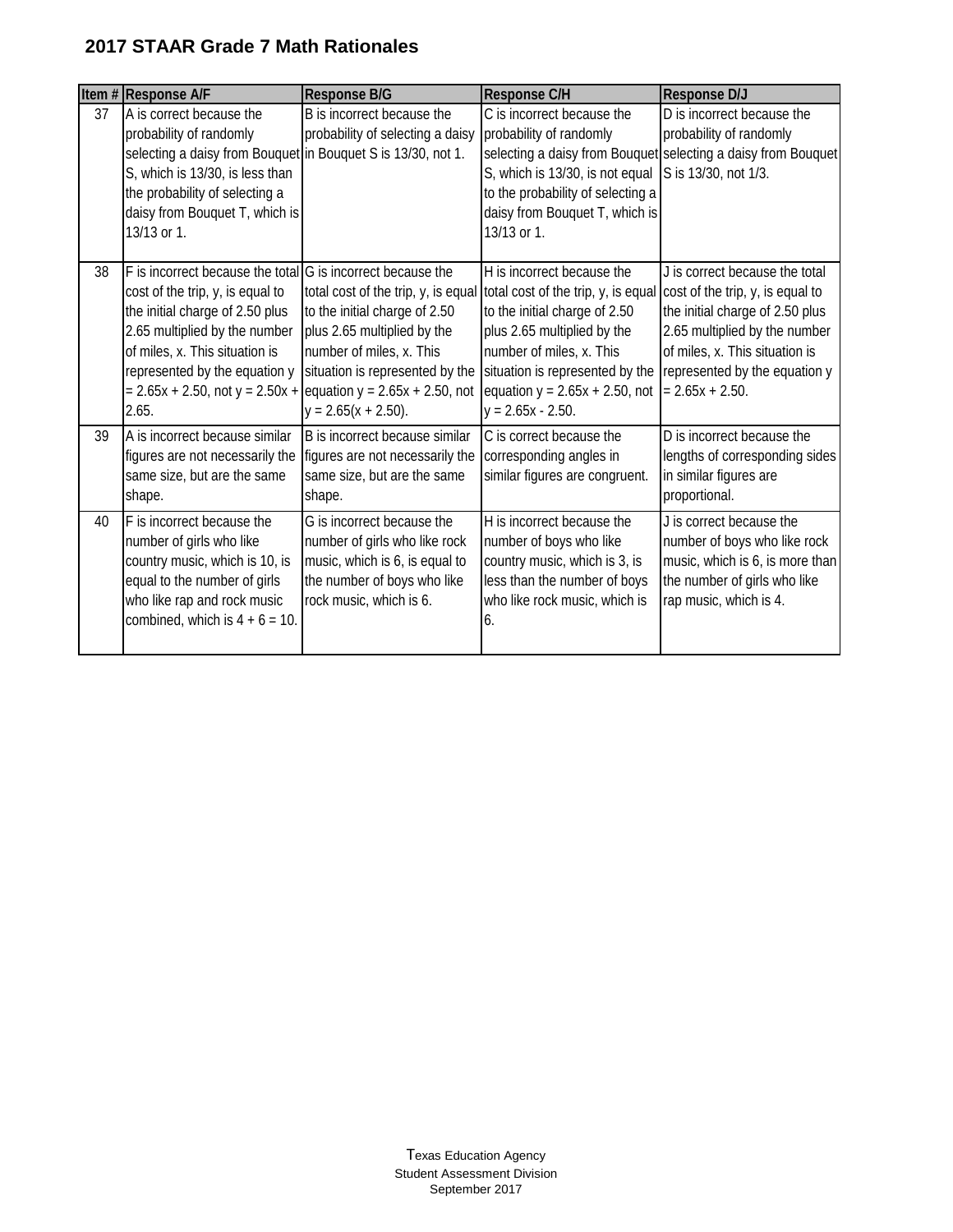## 2017 STAAR Grade 7 Math Rationales

| Item # | Response A/F | Response B/G | Response C/H | Response D/J |
|---|---|---|---|---|
| 37 | A is correct because the probability of randomly selecting a daisy from Bouquet S, which is 13/30, is less than the probability of selecting a daisy from Bouquet T, which is 13/13 or 1. | B is incorrect because the probability of selecting a daisy in Bouquet S is 13/30, not 1. | C is incorrect because the probability of randomly selecting a daisy from Bouquet S, which is 13/30, is not equal to the probability of selecting a daisy from Bouquet T, which is 13/13 or 1. | D is incorrect because the probability of randomly selecting a daisy from Bouquet S is 13/30, not 1/3. |
| 38 | F is incorrect because the total cost of the trip, y, is equal to the initial charge of 2.50 plus 2.65 multiplied by the number of miles, x. This situation is represented by the equation $y = 2.65x + 2.50$, not $y = 2.50x + 2.65$. | G is incorrect because the total cost of the trip, y, is equal to the initial charge of 2.50 plus 2.65 multiplied by the number of miles, x. This situation is represented by the equation $y = 2.65x + 2.50$, not $y = 2.65(x + 2.50)$. | H is incorrect because the total cost of the trip, y, is equal to the initial charge of 2.50 plus 2.65 multiplied by the number of miles, x. This situation is represented by the equation $y = 2.65x + 2.50$, not $y = 2.65x - 2.50$. | J is correct because the total cost of the trip, y, is equal to the initial charge of 2.50 plus 2.65 multiplied by the number of miles, x. This situation is represented by the equation $y = 2.65x + 2.50$. |
| 39 | A is incorrect because similar figures are not necessarily the same size, but are the same shape. | B is incorrect because similar figures are not necessarily the same size, but are the same shape. | C is correct because the corresponding angles in similar figures are congruent. | D is incorrect because the lengths of corresponding sides in similar figures are proportional. |
| 40 | F is incorrect because the number of girls who like country music, which is 10, is equal to the number of girls who like rap and rock music combined, which is $4 + 6 = 10$. | G is incorrect because the number of girls who like rock music, which is 6, is equal to the number of boys who like rock music, which is 6. | H is incorrect because the number of boys who like country music, which is 3, is less than the number of boys who like rock music, which is 6. | J is correct because the number of boys who like rock music, which is 6, is more than the number of girls who like rap music, which is 4. |

Texas Education Agency
Student Assessment Division
September 2017